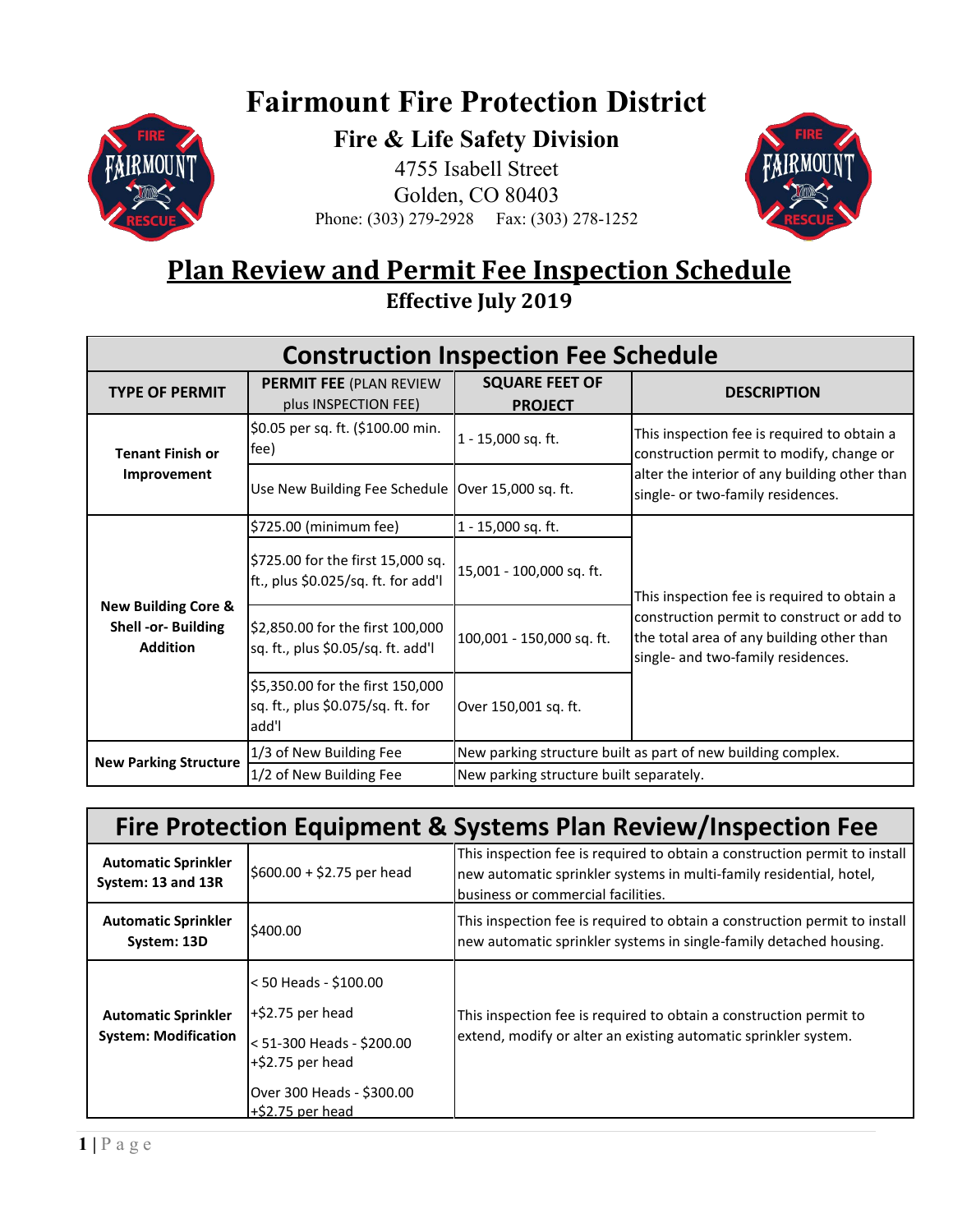# Fairmount Fire Protection District

## Fire & Life Safety Division

4755 Isabell Street
Golden, CO 80403
Phone: (303) 279-2928 Fax: (303) 278-1252

# Plan Review and Permit Fee Inspection Schedule

**Effective July 2019**

## Construction Inspection Fee Schedule

| TYPE OF PERMIT | PERMIT FEE (PLAN REVIEW plus INSPECTION FEE) | SQUARE FEET OF PROJECT | DESCRIPTION |
|---|---|---|---|
| **Tenant Finish or Improvement** | $0.05 per sq. ft. ($100.00 min. fee) | 1 - 15,000 sq. ft. | This inspection fee is required to obtain a construction permit to modify, change or alter the interior of any building other than single- or two-family residences. |
| | Use New Building Fee Schedule | Over 15,000 sq. ft. | |
| **New Building Core & Shell -or- Building Addition** | $725.00 (minimum fee) | 1 - 15,000 sq. ft. | This inspection fee is required to obtain a construction permit to construct or add to the total area of any building other than single- and two-family residences. |
| | $725.00 for the first 15,000 sq. ft., plus $0.025/sq. ft. for add'l | 15,001 - 100,000 sq. ft. | |
| | $2,850.00 for the first 100,000 sq. ft., plus $0.05/sq. ft. add'l | 100,001 - 150,000 sq. ft. | |
| | $5,350.00 for the first 150,000 sq. ft., plus $0.075/sq. ft. for add'l | Over 150,001 sq. ft. | |
| **New Parking Structure** | 1/3 of New Building Fee | New parking structure built as part of new building complex. | |
| | 1/2 of New Building Fee | New parking structure built separately. | |

## Fire Protection Equipment & Systems Plan Review/Inspection Fee

| | | |
|---|---|---|
| **Automatic Sprinkler System: 13 and 13R** | $600.00 + $2.75 per head | This inspection fee is required to obtain a construction permit to install new automatic sprinkler systems in multi-family residential, hotel, business or commercial facilities. |
| **Automatic Sprinkler System: 13D** | $400.00 | This inspection fee is required to obtain a construction permit to install new automatic sprinkler systems in single-family detached housing. |
| **Automatic Sprinkler System: Modification** | < 50 Heads - $100.00 +$2.75 per head<br>< 51-300 Heads - $200.00 +$2.75 per head<br>Over 300 Heads - $300.00 +$2.75 per head | This inspection fee is required to obtain a construction permit to extend, modify or alter an existing automatic sprinkler system. |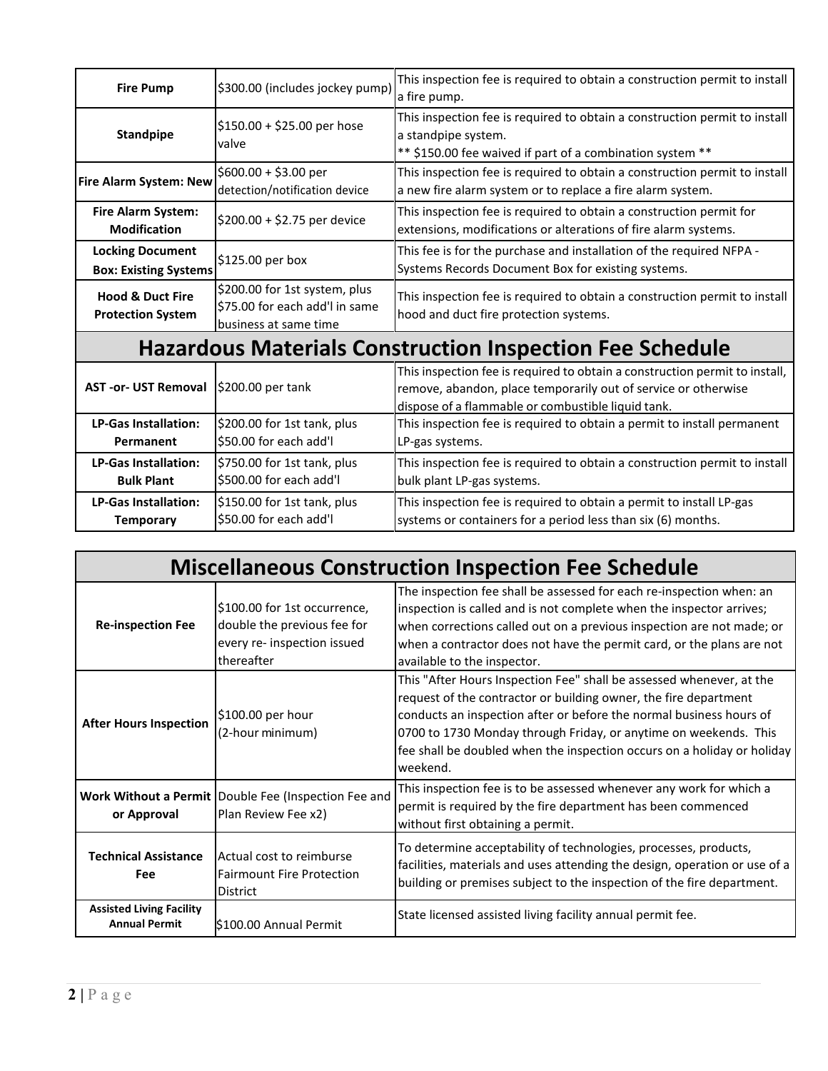| | | |
|---|---|---|
| **Fire Pump** | $300.00 (includes jockey pump) | This inspection fee is required to obtain a construction permit to install a fire pump. |
| **Standpipe** | $150.00 + $25.00 per hose valve | This inspection fee is required to obtain a construction permit to install a standpipe system. ** $150.00 fee waived if part of a combination system ** |
| **Fire Alarm System: New** | $600.00 + $3.00 per detection/notification device | This inspection fee is required to obtain a construction permit to install a new fire alarm system or to replace a fire alarm system. |
| **Fire Alarm System: Modification** | $200.00 + $2.75 per device | This inspection fee is required to obtain a construction permit for extensions, modifications or alterations of fire alarm systems. |
| **Locking Document Box: Existing Systems** | $125.00 per box | This fee is for the purchase and installation of the required NFPA - Systems Records Document Box for existing systems. |
| **Hood & Duct Fire Protection System** | $200.00 for 1st system, plus $75.00 for each add'l in same business at same time | This inspection fee is required to obtain a construction permit to install hood and duct fire protection systems. |

## Hazardous Materials Construction Inspection Fee Schedule

| | | |
|---|---|---|
| **AST -or- UST Removal** | $200.00 per tank | This inspection fee is required to obtain a construction permit to install, remove, abandon, place temporarily out of service or otherwise dispose of a flammable or combustible liquid tank. |
| **LP-Gas Installation: Permanent** | $200.00 for 1st tank, plus $50.00 for each add'l | This inspection fee is required to obtain a permit to install permanent LP-gas systems. |
| **LP-Gas Installation: Bulk Plant** | $750.00 for 1st tank, plus $500.00 for each add'l | This inspection fee is required to obtain a construction permit to install bulk plant LP-gas systems. |
| **LP-Gas Installation: Temporary** | $150.00 for 1st tank, plus $50.00 for each add'l | This inspection fee is required to obtain a permit to install LP-gas systems or containers for a period less than six (6) months. |

## Miscellaneous Construction Inspection Fee Schedule

| | | |
|---|---|---|
| **Re-inspection Fee** | $100.00 for 1st occurrence, double the previous fee for every re- inspection issued thereafter | The inspection fee shall be assessed for each re-inspection when: an inspection is called and is not complete when the inspector arrives; when corrections called out on a previous inspection are not made; or when a contractor does not have the permit card, or the plans are not available to the inspector. |
| **After Hours Inspection** | $100.00 per hour (2-hour minimum) | This "After Hours Inspection Fee" shall be assessed whenever, at the request of the contractor or building owner, the fire department conducts an inspection after or before the normal business hours of 0700 to 1730 Monday through Friday, or anytime on weekends. This fee shall be doubled when the inspection occurs on a holiday or holiday weekend. |
| **Work Without a Permit or Approval** | Double Fee (Inspection Fee and Plan Review Fee x2) | This inspection fee is to be assessed whenever any work for which a permit is required by the fire department has been commenced without first obtaining a permit. |
| **Technical Assistance Fee** | Actual cost to reimburse Fairmount Fire Protection District | To determine acceptability of technologies, processes, products, facilities, materials and uses attending the design, operation or use of a building or premises subject to the inspection of the fire department. |
| **Assisted Living Facility Annual Permit** | $100.00 Annual Permit | State licensed assisted living facility annual permit fee. |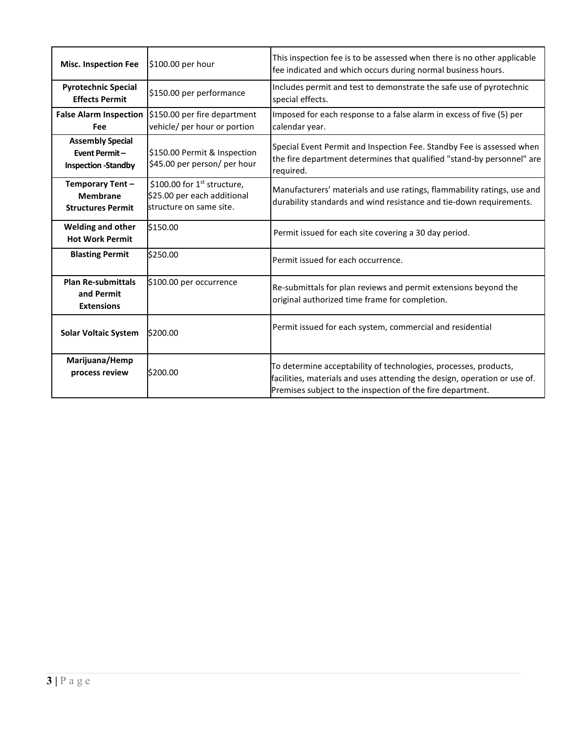| | | |
|---|---|---|
| **Misc. Inspection Fee** | $100.00 per hour | This inspection fee is to be assessed when there is no other applicable fee indicated and which occurs during normal business hours. |
| **Pyrotechnic Special Effects Permit** | $150.00 per performance | Includes permit and test to demonstrate the safe use of pyrotechnic special effects. |
| **False Alarm Inspection Fee** | $150.00 per fire department vehicle/ per hour or portion | Imposed for each response to a false alarm in excess of five (5) per calendar year. |
| **Assembly Special Event Permit – Inspection -Standby** | $150.00 Permit & Inspection<br>$45.00 per person/ per hour | Special Event Permit and Inspection Fee. Standby Fee is assessed when the fire department determines that qualified "stand-by personnel" are required. |
| **Temporary Tent – Membrane Structures Permit** | $100.00 for 1st structure, $25.00 per each additional structure on same site. | Manufacturers' materials and use ratings, flammability ratings, use and durability standards and wind resistance and tie-down requirements. |
| **Welding and other Hot Work Permit** | $150.00 | Permit issued for each site covering a 30 day period. |
| **Blasting Permit** | $250.00 | Permit issued for each occurrence. |
| **Plan Re-submittals and Permit Extensions** | $100.00 per occurrence | Re-submittals for plan reviews and permit extensions beyond the original authorized time frame for completion. |
| **Solar Voltaic System** | $200.00 | Permit issued for each system, commercial and residential |
| **Marijuana/Hemp process review** | $200.00 | To determine acceptability of technologies, processes, products, facilities, materials and uses attending the design, operation or use of. Premises subject to the inspection of the fire department. |